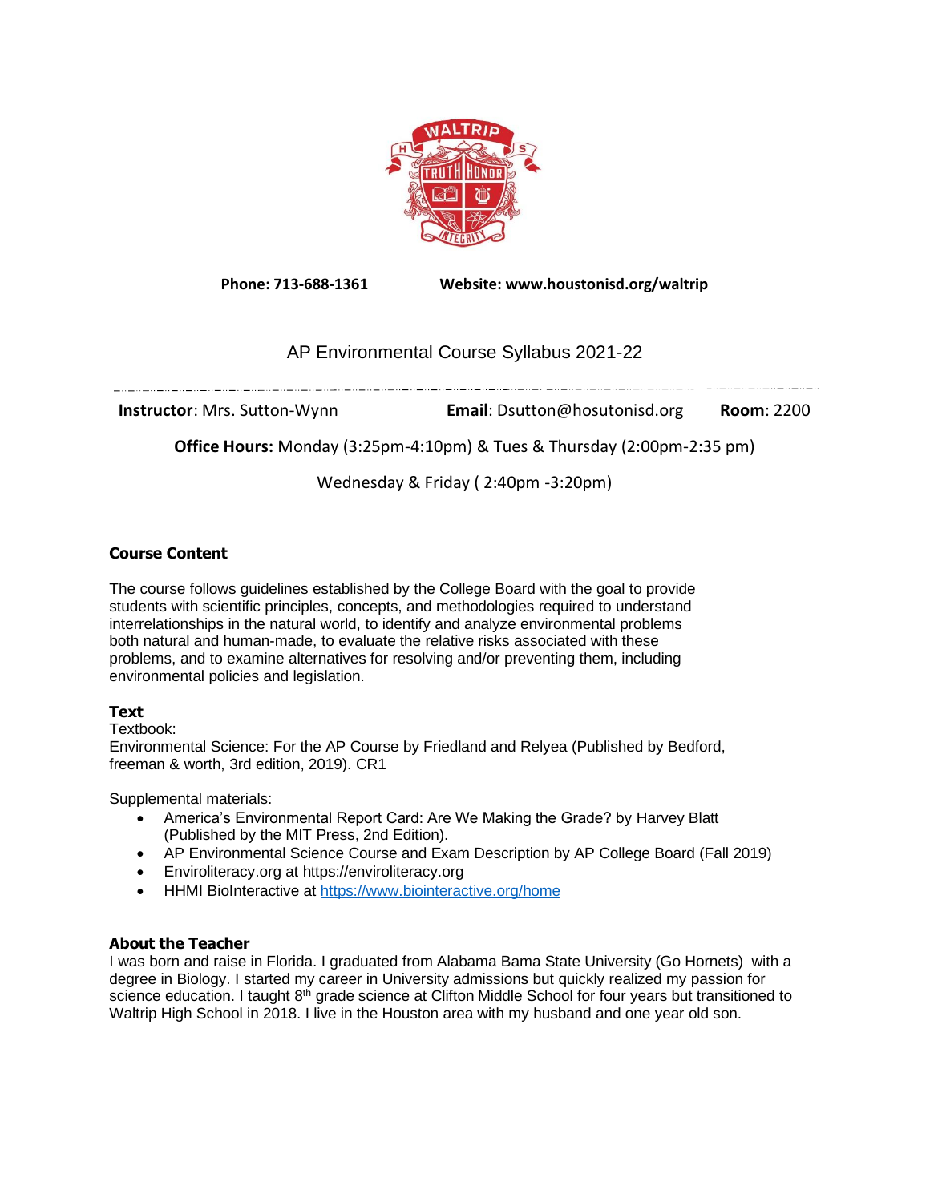**Phone: 713-688-1361** **Website: www.houstonisd.org/waltrip**

# AP Environmental Course Syllabus 2021-22

**Instructor**: Mrs. Sutton-Wynn **Email**: Dsutton@hosutonisd.org **Room**: 2200

**Office Hours:** Monday (3:25pm-4:10pm) & Tues & Thursday (2:00pm-2:35 pm)

Wednesday & Friday ( 2:40pm -3:20pm)

## Course Content

The course follows guidelines established by the College Board with the goal to provide students with scientific principles, concepts, and methodologies required to understand interrelationships in the natural world, to identify and analyze environmental problems both natural and human-made, to evaluate the relative risks associated with these problems, and to examine alternatives for resolving and/or preventing them, including environmental policies and legislation.

## Text

Textbook:
Environmental Science: For the AP Course by Friedland and Relyea (Published by Bedford, freeman & worth, 3rd edition, 2019). CR1

Supplemental materials:

- America's Environmental Report Card: Are We Making the Grade? by Harvey Blatt (Published by the MIT Press, 2nd Edition).
- AP Environmental Science Course and Exam Description by AP College Board (Fall 2019)
- Enviroliteracy.org at https://enviroliteracy.org
- HHMI BioInteractive at https://www.biointeractive.org/home

## About the Teacher

I was born and raise in Florida. I graduated from Alabama Bama State University (Go Hornets) with a degree in Biology. I started my career in University admissions but quickly realized my passion for science education. I taught 8th grade science at Clifton Middle School for four years but transitioned to Waltrip High School in 2018. I live in the Houston area with my husband and one year old son.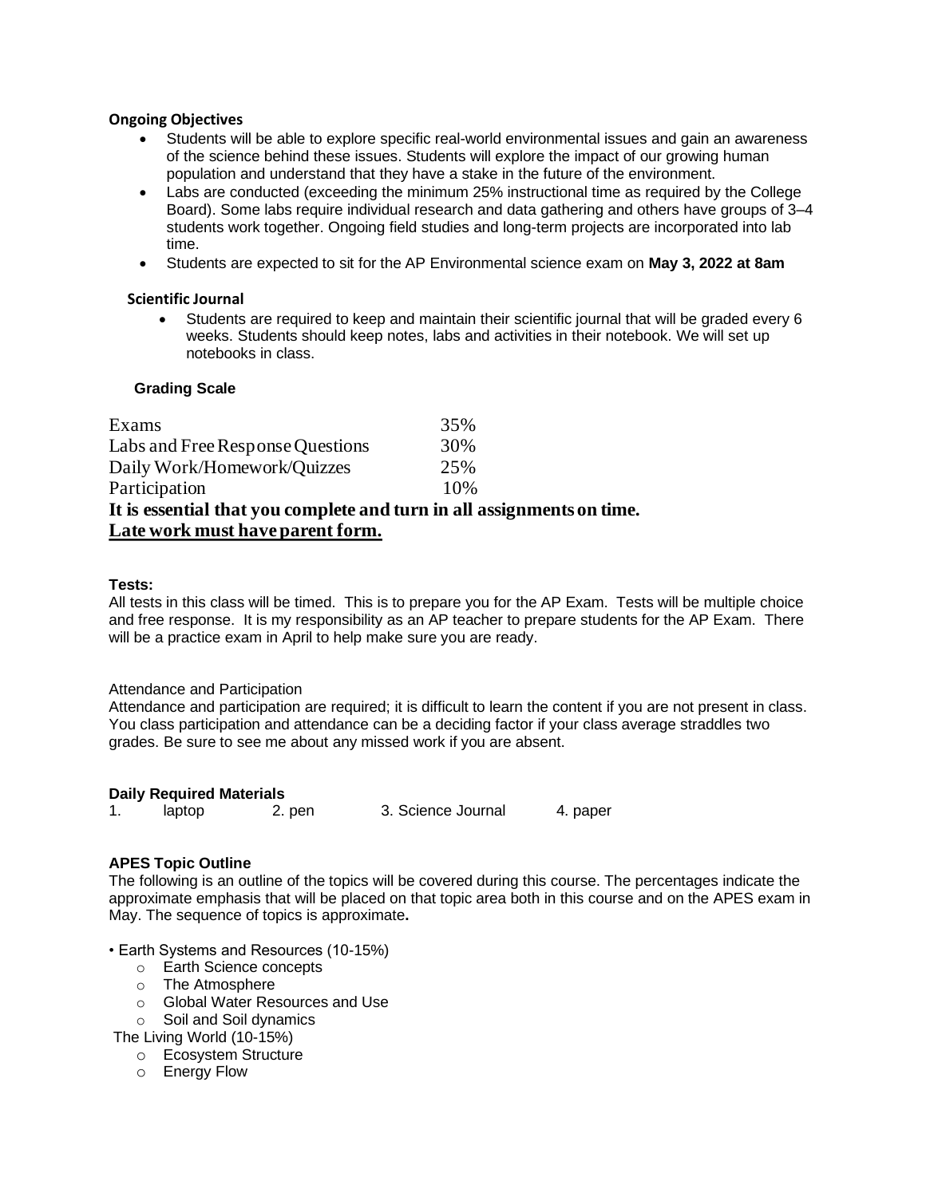**Ongoing Objectives**

- Students will be able to explore specific real-world environmental issues and gain an awareness of the science behind these issues. Students will explore the impact of our growing human population and understand that they have a stake in the future of the environment.
- Labs are conducted (exceeding the minimum 25% instructional time as required by the College Board). Some labs require individual research and data gathering and others have groups of 3–4 students work together. Ongoing field studies and long-term projects are incorporated into lab time.
- Students are expected to sit for the AP Environmental science exam on **May 3, 2022 at 8am**

**Scientific Journal**

- Students are required to keep and maintain their scientific journal that will be graded every 6 weeks. Students should keep notes, labs and activities in their notebook. We will set up notebooks in class.

**Grading Scale**

| | |
|---|---|
| Exams | 35% |
| Labs and Free Response Questions | 30% |
| Daily Work/Homework/Quizzes | 25% |
| Participation | 10% |

**It is essential that you complete and turn in all assignments on time.**
**<u>Late work must have parent form.</u>**

**Tests:**
All tests in this class will be timed. This is to prepare you for the AP Exam. Tests will be multiple choice and free response. It is my responsibility as an AP teacher to prepare students for the AP Exam. There will be a practice exam in April to help make sure you are ready.

Attendance and Participation
Attendance and participation are required; it is difficult to learn the content if you are not present in class. You class participation and attendance can be a deciding factor if your class average straddles two grades. Be sure to see me about any missed work if you are absent.

**Daily Required Materials**
1. laptop 2. pen 3. Science Journal 4. paper

**APES Topic Outline**
The following is an outline of the topics will be covered during this course. The percentages indicate the approximate emphasis that will be placed on that topic area both in this course and on the APES exam in May. The sequence of topics is approximate**.**

- Earth Systems and Resources (10-15%)
  - Earth Science concepts
  - The Atmosphere
  - Global Water Resources and Use
  - Soil and Soil dynamics
- The Living World (10-15%)
  - Ecosystem Structure
  - Energy Flow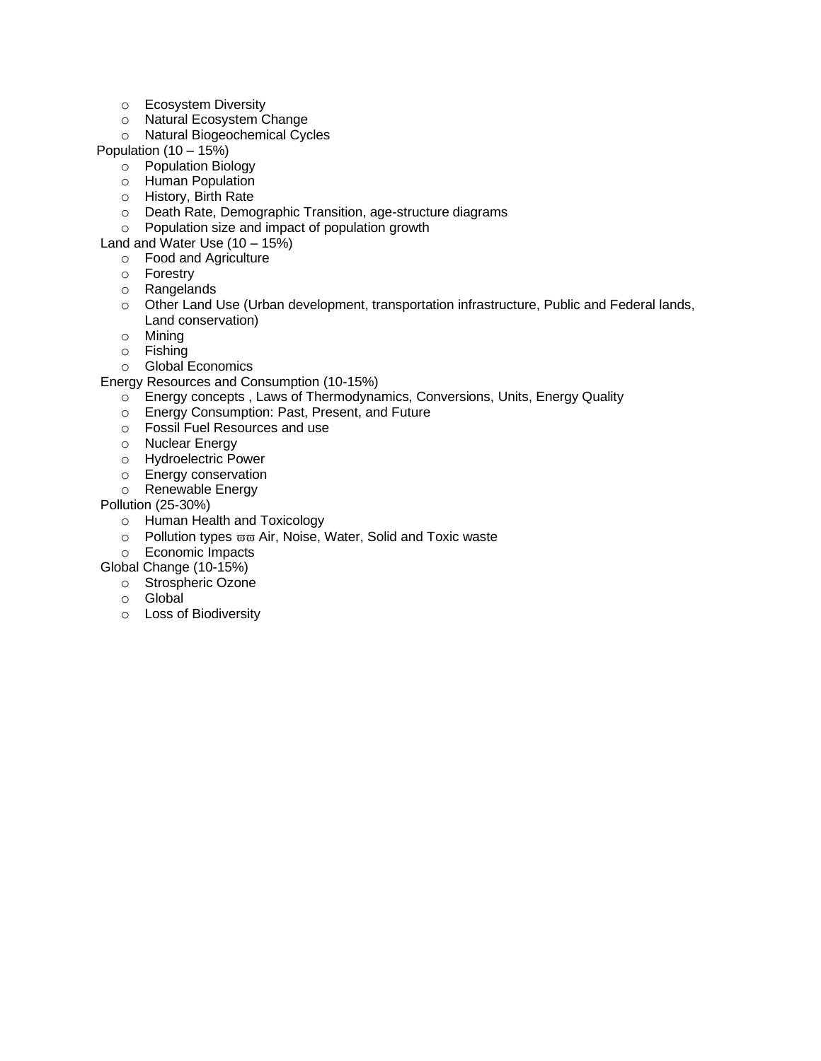- Ecosystem Diversity
- Natural Ecosystem Change
- Natural Biogeochemical Cycles

Population (10 – 15%)

- Population Biology
- Human Population
- History, Birth Rate
- Death Rate, Demographic Transition, age-structure diagrams
- Population size and impact of population growth

Land and Water Use (10 – 15%)

- Food and Agriculture
- Forestry
- Rangelands
- Other Land Use (Urban development, transportation infrastructure, Public and Federal lands, Land conservation)
- Mining
- Fishing
- Global Economics

Energy Resources and Consumption (10-15%)

- Energy concepts , Laws of Thermodynamics, Conversions, Units, Energy Quality
- Energy Consumption: Past, Present, and Future
- Fossil Fuel Resources and use
- Nuclear Energy
- Hydroelectric Power
- Energy conservation
- Renewable Energy

Pollution (25-30%)

- Human Health and Toxicology
- Pollution types ꙍꙍ Air, Noise, Water, Solid and Toxic waste
- Economic Impacts

Global Change (10-15%)

- Strospheric Ozone
- Global
- Loss of Biodiversity